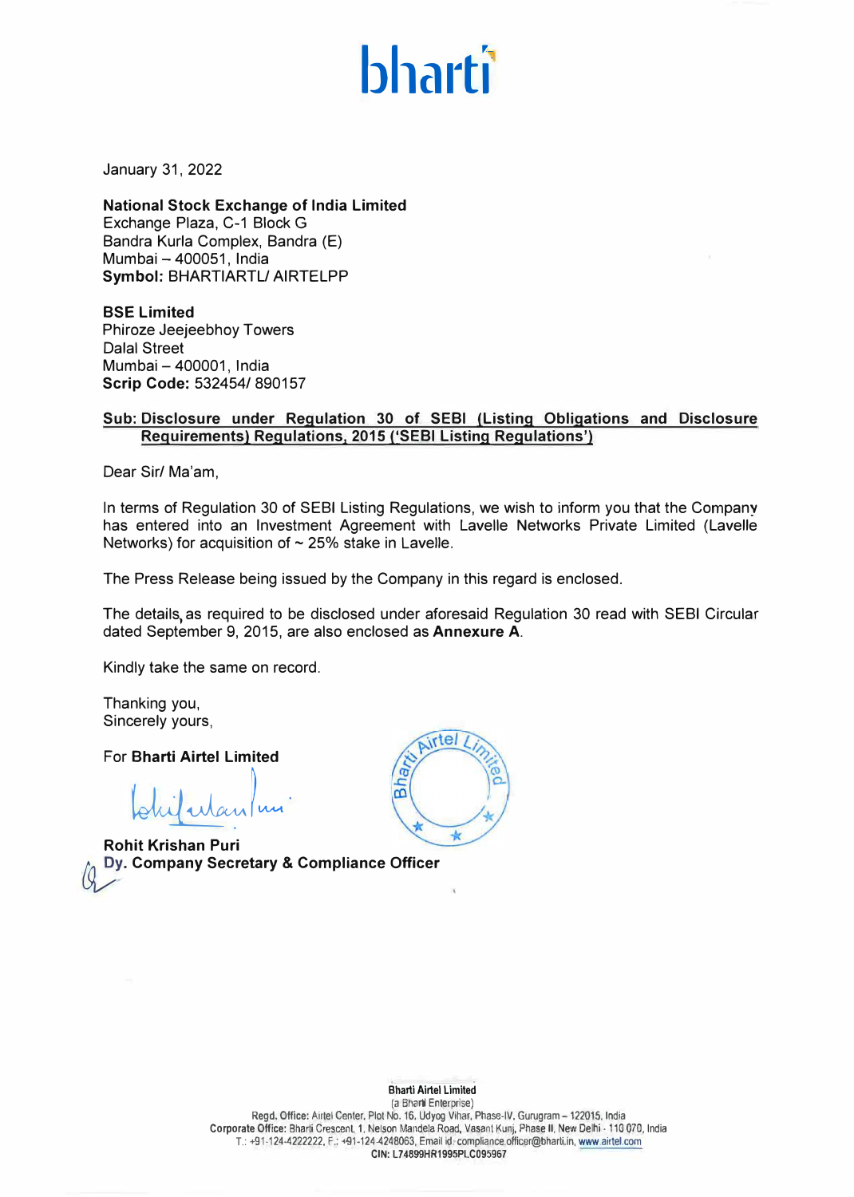bharti

January 31, 2022

**National Stock Exchange of India Limited**
Exchange Plaza, C-1 Block G
Bandra Kurla Complex, Bandra (E)
Mumbai – 400051, India
**Symbol:** BHARTIARTL/ AIRTELPP

**BSE Limited**
Phiroze Jeejeebhoy Towers
Dalal Street
Mumbai – 400001, India
**Scrip Code:** 532454/ 890157

**Sub: Disclosure under Regulation 30 of SEBI (Listing Obligations and Disclosure Requirements) Regulations, 2015 ('SEBI Listing Regulations')**

Dear Sir/ Ma'am,

In terms of Regulation 30 of SEBI Listing Regulations, we wish to inform you that the Company has entered into an Investment Agreement with Lavelle Networks Private Limited (Lavelle Networks) for acquisition of ~ 25% stake in Lavelle.

The Press Release being issued by the Company in this regard is enclosed.

The details, as required to be disclosed under aforesaid Regulation 30 read with SEBI Circular dated September 9, 2015, are also enclosed as **Annexure A**.

Kindly take the same on record.

Thanking you,
Sincerely yours,

For **Bharti Airtel Limited**

**Rohit Krishan Puri**
**Dy. Company Secretary & Compliance Officer**

**Bharti Airtel Limited**
(a Bharti Enterprise)
Regd. Office: Airtel Center, Plot No. 16, Udyog Vihar, Phase-IV, Gurugram – 122015, India
Corporate Office: Bharti Crescent, 1, Nelson Mandela Road, Vasant Kunj, Phase II, New Delhi - 110 070, India
T.: +91-124-4222222, F.: +91-124-4248063, Email id: compliance.officer@bharti.in, www.airtel.com
CIN: L74899HR1995PLC095967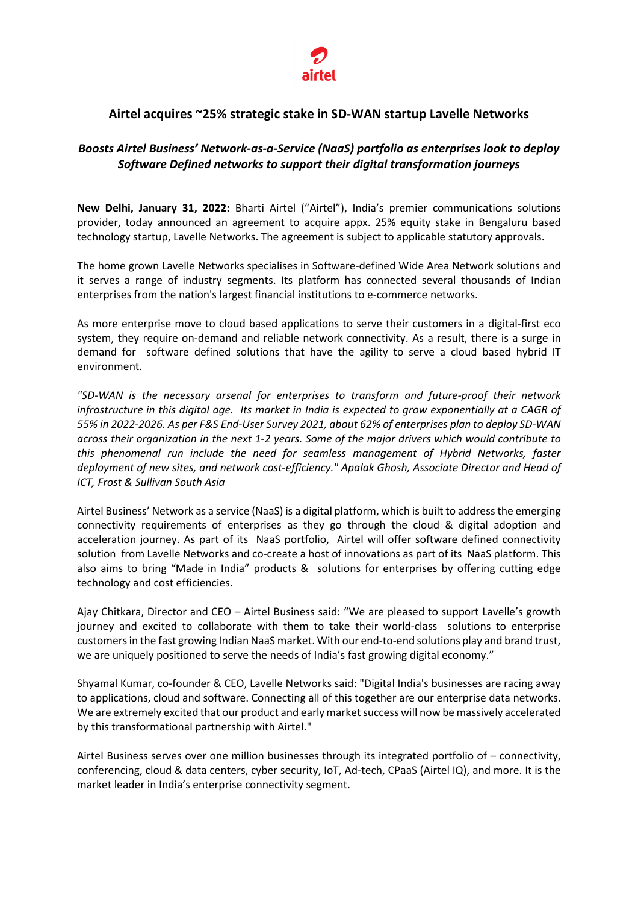## Airtel acquires ~25% strategic stake in SD-WAN startup Lavelle Networks

***Boosts Airtel Business' Network-as-a-Service (NaaS) portfolio as enterprises look to deploy Software Defined networks to support their digital transformation journeys***

**New Delhi, January 31, 2022:** Bharti Airtel ("Airtel"), India's premier communications solutions provider, today announced an agreement to acquire appx. 25% equity stake in Bengaluru based technology startup, Lavelle Networks. The agreement is subject to applicable statutory approvals.

The home grown Lavelle Networks specialises in Software-defined Wide Area Network solutions and it serves a range of industry segments. Its platform has connected several thousands of Indian enterprises from the nation's largest financial institutions to e-commerce networks.

As more enterprise move to cloud based applications to serve their customers in a digital-first eco system, they require on-demand and reliable network connectivity. As a result, there is a surge in demand for software defined solutions that have the agility to serve a cloud based hybrid IT environment.

*"SD-WAN is the necessary arsenal for enterprises to transform and future-proof their network infrastructure in this digital age. Its market in India is expected to grow exponentially at a CAGR of 55% in 2022-2026. As per F&S End-User Survey 2021, about 62% of enterprises plan to deploy SD-WAN across their organization in the next 1-2 years. Some of the major drivers which would contribute to this phenomenal run include the need for seamless management of Hybrid Networks, faster deployment of new sites, and network cost-efficiency." Apalak Ghosh, Associate Director and Head of ICT, Frost & Sullivan South Asia*

Airtel Business' Network as a service (NaaS) is a digital platform, which is built to address the emerging connectivity requirements of enterprises as they go through the cloud & digital adoption and acceleration journey. As part of its NaaS portfolio, Airtel will offer software defined connectivity solution from Lavelle Networks and co-create a host of innovations as part of its NaaS platform. This also aims to bring "Made in India" products & solutions for enterprises by offering cutting edge technology and cost efficiencies.

Ajay Chitkara, Director and CEO – Airtel Business said: "We are pleased to support Lavelle's growth journey and excited to collaborate with them to take their world-class solutions to enterprise customers in the fast growing Indian NaaS market. With our end-to-end solutions play and brand trust, we are uniquely positioned to serve the needs of India's fast growing digital economy."

Shyamal Kumar, co-founder & CEO, Lavelle Networks said: "Digital India's businesses are racing away to applications, cloud and software. Connecting all of this together are our enterprise data networks. We are extremely excited that our product and early market success will now be massively accelerated by this transformational partnership with Airtel."

Airtel Business serves over one million businesses through its integrated portfolio of – connectivity, conferencing, cloud & data centers, cyber security, IoT, Ad-tech, CPaaS (Airtel IQ), and more. It is the market leader in India's enterprise connectivity segment.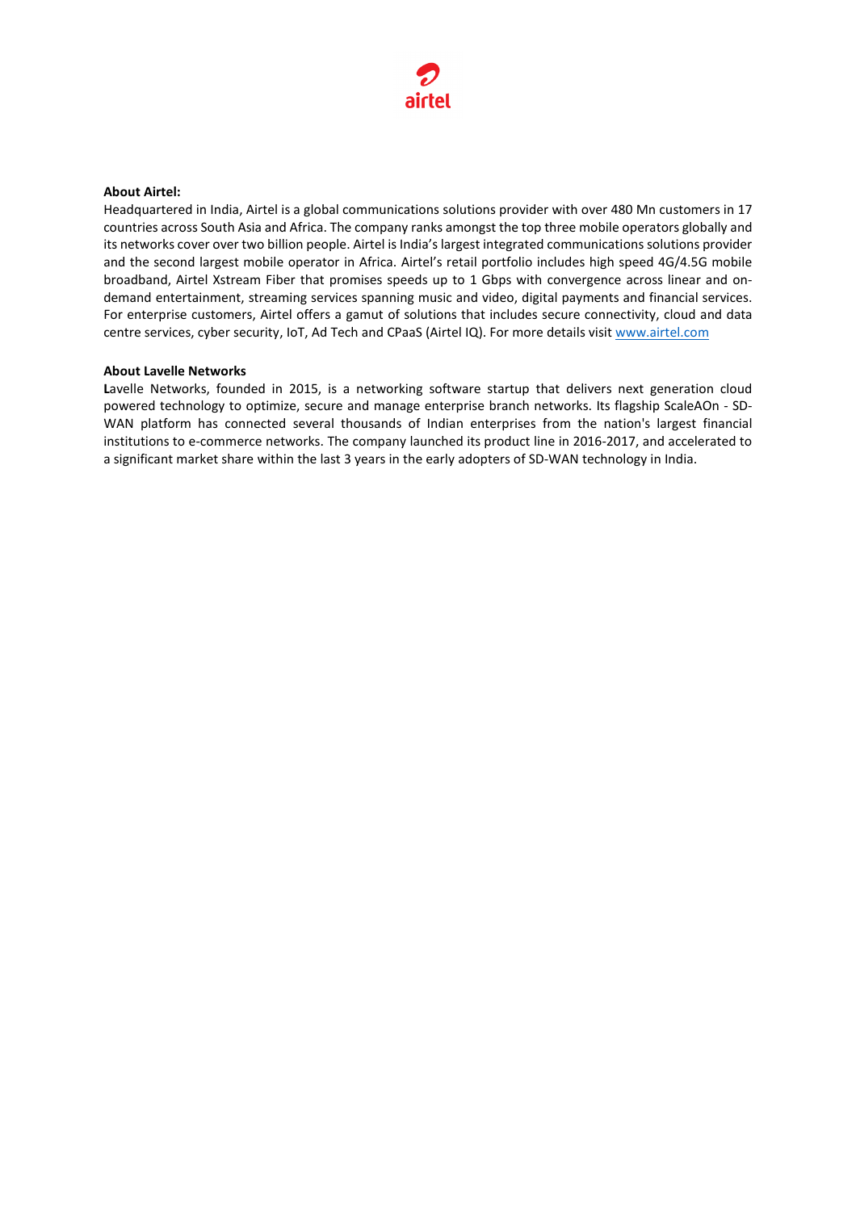**About Airtel:**

Headquartered in India, Airtel is a global communications solutions provider with over 480 Mn customers in 17 countries across South Asia and Africa. The company ranks amongst the top three mobile operators globally and its networks cover over two billion people. Airtel is India's largest integrated communications solutions provider and the second largest mobile operator in Africa. Airtel's retail portfolio includes high speed 4G/4.5G mobile broadband, Airtel Xstream Fiber that promises speeds up to 1 Gbps with convergence across linear and on-demand entertainment, streaming services spanning music and video, digital payments and financial services. For enterprise customers, Airtel offers a gamut of solutions that includes secure connectivity, cloud and data centre services, cyber security, IoT, Ad Tech and CPaaS (Airtel IQ). For more details visit www.airtel.com

**About Lavelle Networks**

**L**avelle Networks, founded in 2015, is a networking software startup that delivers next generation cloud powered technology to optimize, secure and manage enterprise branch networks. Its flagship ScaleAOn - SD-WAN platform has connected several thousands of Indian enterprises from the nation's largest financial institutions to e-commerce networks. The company launched its product line in 2016-2017, and accelerated to a significant market share within the last 3 years in the early adopters of SD-WAN technology in India.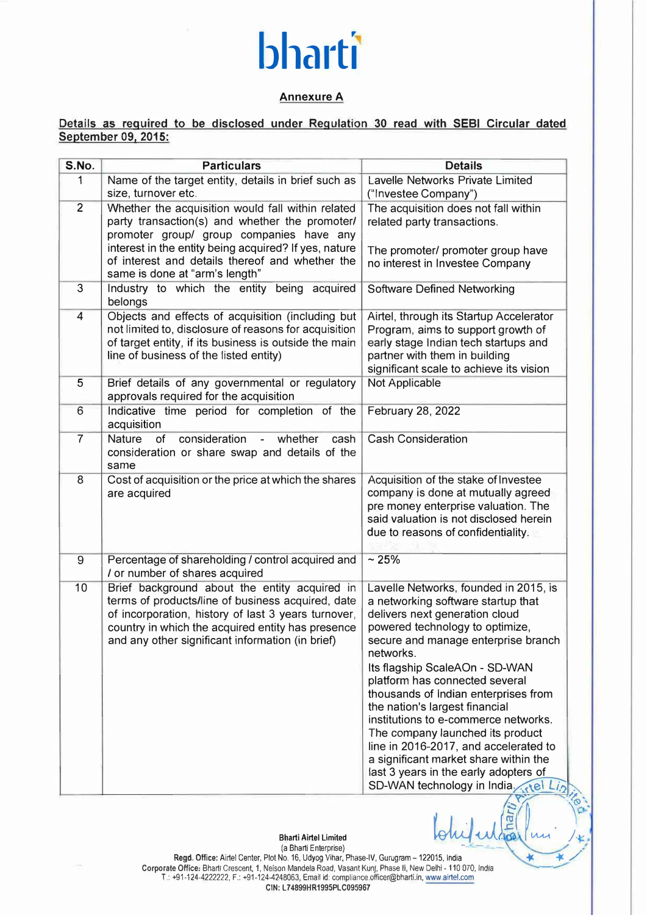bharti

## Annexure A

**Details as required to be disclosed under Regulation 30 read with SEBI Circular dated September 09, 2015:**

| S.No. | Particulars | Details |
|---|---|---|
| 1 | Name of the target entity, details in brief such as size, turnover etc. | Lavelle Networks Private Limited ("Investee Company") |
| 2 | Whether the acquisition would fall within related party transaction(s) and whether the promoter/ promoter group/ group companies have any interest in the entity being acquired? If yes, nature of interest and details thereof and whether the same is done at "arm's length" | The acquisition does not fall within related party transactions.<br><br>The promoter/ promoter group have no interest in Investee Company |
| 3 | Industry to which the entity being acquired belongs | Software Defined Networking |
| 4 | Objects and effects of acquisition (including but not limited to, disclosure of reasons for acquisition of target entity, if its business is outside the main line of business of the listed entity) | Airtel, through its Startup Accelerator Program, aims to support growth of early stage Indian tech startups and partner with them in building significant scale to achieve its vision |
| 5 | Brief details of any governmental or regulatory approvals required for the acquisition | Not Applicable |
| 6 | Indicative time period for completion of the acquisition | February 28, 2022 |
| 7 | Nature of consideration - whether cash consideration or share swap and details of the same | Cash Consideration |
| 8 | Cost of acquisition or the price at which the shares are acquired | Acquisition of the stake of Investee company is done at mutually agreed pre money enterprise valuation. The said valuation is not disclosed herein due to reasons of confidentiality. |
| 9 | Percentage of shareholding / control acquired and / or number of shares acquired | ~ 25% |
| 10 | Brief background about the entity acquired in terms of products/line of business acquired, date of incorporation, history of last 3 years turnover, country in which the acquired entity has presence and any other significant information (in brief) | Lavelle Networks, founded in 2015, is a networking software startup that delivers next generation cloud powered technology to optimize, secure and manage enterprise branch networks.<br><br>Its flagship ScaleAOn - SD-WAN platform has connected several thousands of Indian enterprises from the nation's largest financial institutions to e-commerce networks. The company launched its product line in 2016-2017, and accelerated to a significant market share within the last 3 years in the early adopters of SD-WAN technology in India. |

**Bharti Airtel Limited**
(a Bharti Enterprise)
**Regd. Office:** Airtel Center, Plot No. 16, Udyog Vihar, Phase-IV, Gurugram – 122015, India
**Corporate Office:** Bharti Crescent, 1, Nelson Mandela Road, Vasant Kunj, Phase II, New Delhi - 110 070, India
T.: +91-124-4222222, F.: +91-124-4248063, Email id: compliance.officer@bharti.in, www.airtel.com
**CIN: L74899HR1995PLC095967**